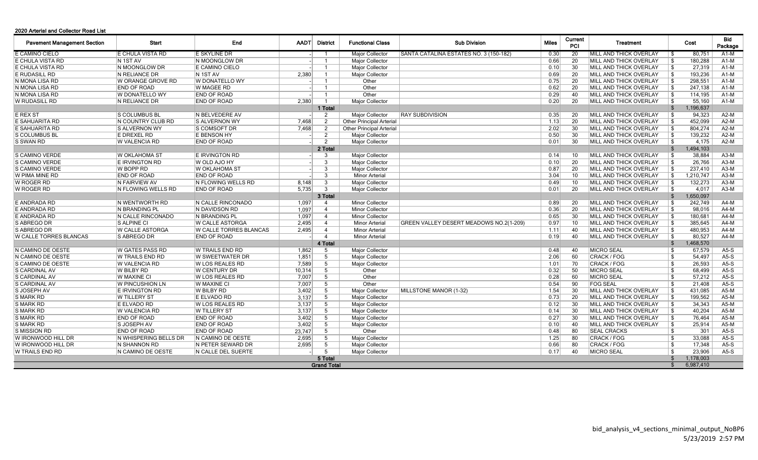**2020 Arterial and Collector Road List**

| Pavement Management Section | Start | End | AADT | District | Functional Class | Sub Division | Miles | Current PCI | Treatment | Cost | Bid Package |
|---|---|---|---|---|---|---|---|---|---|---|---|
| E CAMINO CIELO | E CHULA VISTA RD | E SKYLINE DR | - | 1 | Major Collector | SANTA CATALINA ESTATES NO. 3 (150-182) | 0.30 | 20 | MILL AND THICK OVERLAY | $ 80,751 | A1-M |
| E CHULA VISTA RD | N 1ST AV | N MOONGLOW DR | - | 1 | Major Collector | | 0.66 | 20 | MILL AND THICK OVERLAY | $ 180,288 | A1-M |
| E CHULA VISTA RD | N MOONGLOW DR | E CAMINO CIELO | - | 1 | Major Collector | | 0.10 | 30 | MILL AND THICK OVERLAY | $ 27,319 | A1-M |
| E RUDASILL RD | N RELIANCE DR | N 1ST AV | 2,380 | 1 | Major Collector | | 0.69 | 20 | MILL AND THICK OVERLAY | $ 193,236 | A1-M |
| N MONA LISA RD | W ORANGE GROVE RD | W DONATELLO WY | - | 1 | Other | | 0.75 | 20 | MILL AND THICK OVERLAY | $ 298,551 | A1-M |
| N MONA LISA RD | END OF ROAD | W MAGEE RD | - | 1 | Other | | 0.62 | 20 | MILL AND THICK OVERLAY | $ 247,138 | A1-M |
| N MONA LISA RD | W DONATELLO WY | END OF ROAD | - | 1 | Other | | 0.29 | 40 | MILL AND THICK OVERLAY | $ 114,195 | A1-M |
| W RUDASILL RD | N RELIANCE DR | END OF ROAD | 2,380 | 1 | Major Collector | | 0.20 | 20 | MILL AND THICK OVERLAY | $ 55,160 | A1-M |
| | | | | 1 Total | | | | | | $ 1,196,637 | |
| E REX ST | S COLUMBUS BL | N BELVEDERE AV | - | 2 | Major Collector | RAY SUBDIVISION | 0.35 | 20 | MILL AND THICK OVERLAY | $ 94,323 | A2-M |
| E SAHUARITA RD | N COUNTRY CLUB RD | S ALVERNON WY | 7,468 | 2 | Other Principal Arterial | | 1.13 | 20 | MILL AND THICK OVERLAY | $ 452,099 | A2-M |
| E SAHUARITA RD | S ALVERNON WY | S COMSOFT DR | 7,468 | 2 | Other Principal Arterial | | 2.02 | 30 | MILL AND THICK OVERLAY | $ 804,274 | A2-M |
| S COLUMBUS BL | E DREXEL RD | E BENSON HY | - | 2 | Major Collector | | 0.50 | 30 | MILL AND THICK OVERLAY | $ 139,232 | A2-M |
| S SWAN RD | W VALENCIA RD | END OF ROAD | - | 2 | Major Collector | | 0.01 | 30 | MILL AND THICK OVERLAY | $ 4,175 | A2-M |
| | | | | 2 Total | | | | | | $ 1,494,103 | |
| S CAMINO VERDE | W OKLAHOMA ST | E IRVINGTON RD | - | 3 | Major Collector | | 0.14 | 10 | MILL AND THICK OVERLAY | $ 38,884 | A3-M |
| S CAMINO VERDE | E IRVINGTON RD | W OLD AJO HY | - | 3 | Major Collector | | 0.10 | 20 | MILL AND THICK OVERLAY | $ 26,766 | A3-M |
| S CAMINO VERDE | W BOPP RD | W OKLAHOMA ST | - | 3 | Major Collector | | 0.87 | 20 | MILL AND THICK OVERLAY | $ 237,410 | A3-M |
| W PIMA MINE RD | END OF ROAD | END OF ROAD | - | 3 | Minor Arterial | | 3.04 | 10 | MILL AND THICK OVERLAY | $ 1,210,747 | A3-M |
| W ROGER RD | N FAIRVIEW AV | N FLOWING WELLS RD | 8,148 | 3 | Major Collector | | 0.49 | 10 | MILL AND THICK OVERLAY | $ 132,273 | A3-M |
| W ROGER RD | N FLOWING WELLS RD | END OF ROAD | 5,735 | 3 | Major Collector | | 0.01 | 20 | MILL AND THICK OVERLAY | $ 4,017 | A3-M |
| | | | | 3 Total | | | | | | $ 1,650,097 | |
| E ANDRADA RD | N WENTWORTH RD | N CALLE RINCONADO | 1,097 | 4 | Minor Collector | | 0.89 | 20 | MILL AND THICK OVERLAY | $ 242,749 | A4-M |
| E ANDRADA RD | N BRANDING PL | N DAVIDSON RD | 1,097 | 4 | Minor Collector | | 0.36 | 20 | MILL AND THICK OVERLAY | $ 98,016 | A4-M |
| E ANDRADA RD | N CALLE RINCONADO | N BRANDING PL | 1,097 | 4 | Minor Collector | | 0.65 | 30 | MILL AND THICK OVERLAY | $ 180,681 | A4-M |
| S ABREGO DR | S ALPINE CI | W CALLE ASTORGA | 2,495 | 4 | Minor Arterial | GREEN VALLEY DESERT MEADOWS NO.2(1-209) | 0.97 | 10 | MILL AND THICK OVERLAY | $ 385,645 | A4-M |
| S ABREGO DR | W CALLE ASTORGA | W CALLE TORRES BLANCAS | 2,495 | 4 | Minor Arterial | | 1.11 | 40 | MILL AND THICK OVERLAY | $ 480,953 | A4-M |
| W CALLE TORRES BLANCAS | S ABREGO DR | END OF ROAD | - | 4 | Minor Arterial | | 0.19 | 40 | MILL AND THICK OVERLAY | $ 80,527 | A4-M |
| | | | | 4 Total | | | | | | $ 1,468,570 | |
| N CAMINO DE OESTE | W GATES PASS RD | W TRAILS END RD | 1,862 | 5 | Major Collector | | 0.48 | 40 | MICRO SEAL | $ 67,579 | A5-S |
| N CAMINO DE OESTE | W TRAILS END RD | W SWEETWATER DR | 1,851 | 5 | Major Collector | | 2.06 | 60 | CRACK / FOG | $ 54,497 | A5-S |
| S CAMINO DE OESTE | W VALENCIA RD | W LOS REALES RD | 7,589 | 5 | Major Collector | | 1.01 | 70 | CRACK / FOG | $ 26,593 | A5-S |
| S CARDINAL AV | W BILBY RD | W CENTURY DR | 10,314 | 5 | Other | | 0.32 | 50 | MICRO SEAL | $ 68,499 | A5-S |
| S CARDINAL AV | W MAXINE CI | W LOS REALES RD | 7,007 | 5 | Other | | 0.28 | 60 | MICRO SEAL | $ 57,212 | A5-S |
| S CARDINAL AV | W PINCUSHION LN | W MAXINE CI | 7,007 | 5 | Other | | 0.54 | 90 | FOG SEAL | $ 21,408 | A5-S |
| S JOSEPH AV | E IRVINGTON RD | W BILBY RD | 3,402 | 5 | Major Collector | MILLSTONE MANOR (1-32) | 1.54 | 30 | MILL AND THICK OVERLAY | $ 431,085 | A5-M |
| S MARK RD | W TILLERY ST | E ELVADO RD | 3,137 | 5 | Major Collector | | 0.73 | 20 | MILL AND THICK OVERLAY | $ 199,562 | A5-M |
| S MARK RD | E ELVADO RD | W LOS REALES RD | 3,137 | 5 | Major Collector | | 0.12 | 30 | MILL AND THICK OVERLAY | $ 34,343 | A5-M |
| S MARK RD | W VALENCIA RD | W TILLERY ST | 3,137 | 5 | Major Collector | | 0.14 | 30 | MILL AND THICK OVERLAY | $ 40,204 | A5-M |
| S MARK RD | END OF ROAD | END OF ROAD | 3,402 | 5 | Major Collector | | 0.27 | 30 | MILL AND THICK OVERLAY | $ 76,464 | A5-M |
| S MARK RD | S JOSEPH AV | END OF ROAD | 3,402 | 5 | Major Collector | | 0.10 | 40 | MILL AND THICK OVERLAY | $ 25,914 | A5-M |
| S MISSION RD | END OF ROAD | END OF ROAD | 23,747 | 5 | Other | | 0.48 | 80 | SEAL CRACKS | $ 301 | A5-S |
| W IRONWOOD HILL DR | N WHISPERING BELLS DR | N CAMINO DE OESTE | 2,695 | 5 | Major Collector | | 1.25 | 80 | CRACK / FOG | $ 33,088 | A5-S |
| W IRONWOOD HILL DR | N SHANNON RD | N PETER SEWARD DR | 2,695 | 5 | Major Collector | | 0.66 | 80 | CRACK / FOG | $ 17,348 | A5-S |
| W TRAILS END RD | N CAMINO DE OESTE | N CALLE DEL SUERTE | - | 5 | Major Collector | | 0.17 | 40 | MICRO SEAL | $ 23,906 | A5-S |
| | | | | 5 Total | | | | | | $ 1,178,003 | |
| | | | | Grand Total | | | | | | $ 6,987,410 | |

bid_analysis_v4_sections_minimal_output_NoBP6
5/23/2019 2:57 PM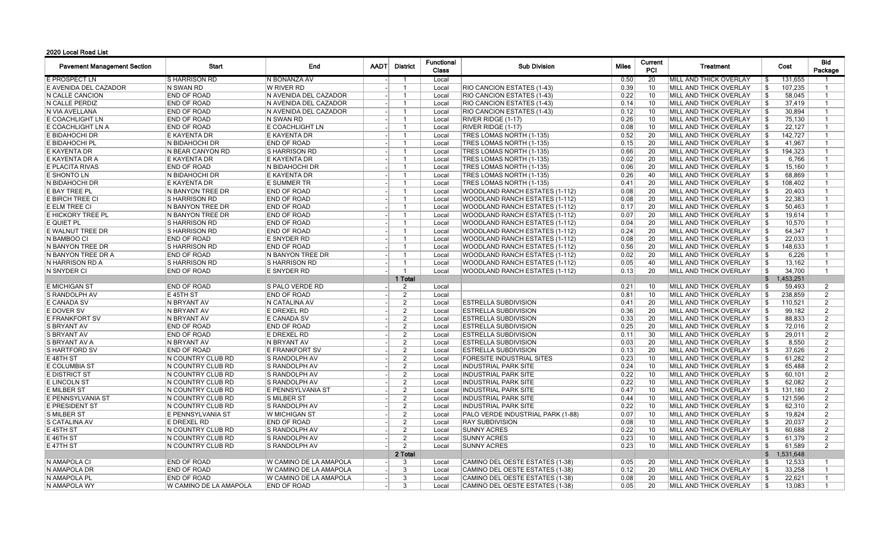**2020 Local Road List**

| Pavement Management Section | Start | End | AADT | District | Functional Class | Sub Division | Miles | Current PCI | Treatment | Cost | Bid Package |
|---|---|---|---|---|---|---|---|---|---|---|---|
| E PROSPECT LN | S HARRISON RD | N BONANZA AV | - | 1 | Local | | 0.50 | 20 | MILL AND THICK OVERLAY | $ 131,655 | 1 |
| E AVENIDA DEL CAZADOR | N SWAN RD | W RIVER RD | - | 1 | Local | RIO CANCION ESTATES (1-43) | 0.39 | 10 | MILL AND THICK OVERLAY | $ 107,235 | 1 |
| N CALLE CANCION | END OF ROAD | N AVENIDA DEL CAZADOR | - | 1 | Local | RIO CANCION ESTATES (1-43) | 0.22 | 10 | MILL AND THICK OVERLAY | $ 58,045 | 1 |
| N CALLE PERDIZ | END OF ROAD | N AVENIDA DEL CAZADOR | - | 1 | Local | RIO CANCION ESTATES (1-43) | 0.14 | 10 | MILL AND THICK OVERLAY | $ 37,419 | 1 |
| N VIA AVELLANA | END OF ROAD | N AVENIDA DEL CAZADOR | - | 1 | Local | RIO CANCION ESTATES (1-43) | 0.12 | 10 | MILL AND THICK OVERLAY | $ 30,894 | 1 |
| E COACHLIGHT LN | END OF ROAD | N SWAN RD | - | 1 | Local | RIVER RIDGE (1-17) | 0.26 | 10 | MILL AND THICK OVERLAY | $ 75,130 | 1 |
| E COACHLIGHT LN A | END OF ROAD | E COACHLIGHT LN | - | 1 | Local | RIVER RIDGE (1-17) | 0.08 | 10 | MILL AND THICK OVERLAY | $ 22,127 | 1 |
| E BIDAHOCHI DR | E KAYENTA DR | E KAYENTA DR | - | 1 | Local | TRES LOMAS NORTH (1-135) | 0.52 | 20 | MILL AND THICK OVERLAY | $ 142,727 | 1 |
| E BIDAHOCHI PL | N BIDAHOCHI DR | END OF ROAD | - | 1 | Local | TRES LOMAS NORTH (1-135) | 0.15 | 20 | MILL AND THICK OVERLAY | $ 41,967 | 1 |
| E KAYENTA DR | N BEAR CANYON RD | S HARRISON RD | - | 1 | Local | TRES LOMAS NORTH (1-135) | 0.66 | 20 | MILL AND THICK OVERLAY | $ 194,323 | 1 |
| E KAYENTA DR A | E KAYENTA DR | E KAYENTA DR | - | 1 | Local | TRES LOMAS NORTH (1-135) | 0.02 | 20 | MILL AND THICK OVERLAY | $ 6,766 | 1 |
| E PLACITA RIVAS | END OF ROAD | N BIDAHOCHI DR | - | 1 | Local | TRES LOMAS NORTH (1-135) | 0.06 | 20 | MILL AND THICK OVERLAY | $ 15,160 | 1 |
| E SHONTO LN | N BIDAHOCHI DR | E KAYENTA DR | - | 1 | Local | TRES LOMAS NORTH (1-135) | 0.26 | 40 | MILL AND THICK OVERLAY | $ 68,869 | 1 |
| N BIDAHOCHI DR | E KAYENTA DR | E SUMMER TR | - | 1 | Local | TRES LOMAS NORTH (1-135) | 0.41 | 20 | MILL AND THICK OVERLAY | $ 108,402 | 1 |
| E BAY TREE PL | N BANYON TREE DR | END OF ROAD | - | 1 | Local | WOODLAND RANCH ESTATES (1-112) | 0.08 | 20 | MILL AND THICK OVERLAY | $ 20,403 | 1 |
| E BIRCH TREE CI | S HARRISON RD | END OF ROAD | - | 1 | Local | WOODLAND RANCH ESTATES (1-112) | 0.08 | 20 | MILL AND THICK OVERLAY | $ 22,383 | 1 |
| E ELM TREE CI | N BANYON TREE DR | END OF ROAD | - | 1 | Local | WOODLAND RANCH ESTATES (1-112) | 0.17 | 20 | MILL AND THICK OVERLAY | $ 50,463 | 1 |
| E HICKORY TREE PL | N BANYON TREE DR | END OF ROAD | - | 1 | Local | WOODLAND RANCH ESTATES (1-112) | 0.07 | 20 | MILL AND THICK OVERLAY | $ 19,614 | 1 |
| E QUIET PL | S HARRISON RD | END OF ROAD | - | 1 | Local | WOODLAND RANCH ESTATES (1-112) | 0.04 | 20 | MILL AND THICK OVERLAY | $ 10,570 | 1 |
| E WALNUT TREE DR | S HARRISON RD | END OF ROAD | - | 1 | Local | WOODLAND RANCH ESTATES (1-112) | 0.24 | 20 | MILL AND THICK OVERLAY | $ 64,347 | 1 |
| N BAMBOO CI | END OF ROAD | E SNYDER RD | - | 1 | Local | WOODLAND RANCH ESTATES (1-112) | 0.08 | 20 | MILL AND THICK OVERLAY | $ 22,033 | 1 |
| N BANYON TREE DR | S HARRISON RD | END OF ROAD | - | 1 | Local | WOODLAND RANCH ESTATES (1-112) | 0.56 | 20 | MILL AND THICK OVERLAY | $ 148,633 | 1 |
| N BANYON TREE DR A | END OF ROAD | N BANYON TREE DR | - | 1 | Local | WOODLAND RANCH ESTATES (1-112) | 0.02 | 20 | MILL AND THICK OVERLAY | $ 6,226 | 1 |
| N HARRISON RD A | S HARRISON RD | S HARRISON RD | - | 1 | Local | WOODLAND RANCH ESTATES (1-112) | 0.05 | 40 | MILL AND THICK OVERLAY | $ 13,162 | 1 |
| N SNYDER CI | END OF ROAD | E SNYDER RD | - | 1 | Local | WOODLAND RANCH ESTATES (1-112) | 0.13 | 20 | MILL AND THICK OVERLAY | $ 34,700 | 1 |
| | | | | **1 Total** | | | | | | $ 1,453,251 | |
| E MICHIGAN ST | END OF ROAD | S PALO VERDE RD | - | 2 | Local | | 0.21 | 10 | MILL AND THICK OVERLAY | $ 59,493 | 2 |
| S RANDOLPH AV | E 45TH ST | END OF ROAD | - | 2 | Local | | 0.81 | 10 | MILL AND THICK OVERLAY | $ 238,859 | 2 |
| E CANADA SV | N BRYANT AV | N CATALINA AV | - | 2 | Local | ESTRELLA SUBDIVISION | 0.41 | 20 | MILL AND THICK OVERLAY | $ 110,521 | 2 |
| E DOVER SV | N BRYANT AV | E DREXEL RD | - | 2 | Local | ESTRELLA SUBDIVISION | 0.36 | 20 | MILL AND THICK OVERLAY | $ 99,182 | 2 |
| E FRANKFORT SV | N BRYANT AV | E CANADA SV | - | 2 | Local | ESTRELLA SUBDIVISION | 0.33 | 20 | MILL AND THICK OVERLAY | $ 88,833 | 2 |
| S BRYANT AV | END OF ROAD | END OF ROAD | - | 2 | Local | ESTRELLA SUBDIVISION | 0.25 | 20 | MILL AND THICK OVERLAY | $ 72,016 | 2 |
| S BRYANT AV | END OF ROAD | E DREXEL RD | - | 2 | Local | ESTRELLA SUBDIVISION | 0.11 | 30 | MILL AND THICK OVERLAY | $ 29,011 | 2 |
| S BRYANT AV A | N BRYANT AV | N BRYANT AV | - | 2 | Local | ESTRELLA SUBDIVISION | 0.03 | 20 | MILL AND THICK OVERLAY | $ 8,550 | 2 |
| S HARTFORD SV | END OF ROAD | E FRANKFORT SV | - | 2 | Local | ESTRELLA SUBDIVISION | 0.13 | 20 | MILL AND THICK OVERLAY | $ 37,626 | 2 |
| E 48TH ST | N COUNTRY CLUB RD | S RANDOLPH AV | - | 2 | Local | FORESITE INDUSTRIAL SITES | 0.23 | 10 | MILL AND THICK OVERLAY | $ 61,282 | 2 |
| E COLUMBIA ST | N COUNTRY CLUB RD | S RANDOLPH AV | - | 2 | Local | INDUSTRIAL PARK SITE | 0.24 | 10 | MILL AND THICK OVERLAY | $ 65,488 | 2 |
| E DISTRICT ST | N COUNTRY CLUB RD | S RANDOLPH AV | - | 2 | Local | INDUSTRIAL PARK SITE | 0.22 | 10 | MILL AND THICK OVERLAY | $ 60,101 | 2 |
| E LINCOLN ST | N COUNTRY CLUB RD | S RANDOLPH AV | - | 2 | Local | INDUSTRIAL PARK SITE | 0.22 | 10 | MILL AND THICK OVERLAY | $ 62,082 | 2 |
| E MILBER ST | N COUNTRY CLUB RD | E PENNSYLVANIA ST | - | 2 | Local | INDUSTRIAL PARK SITE | 0.47 | 10 | MILL AND THICK OVERLAY | $ 131,180 | 2 |
| E PENNSYLVANIA ST | N COUNTRY CLUB RD | S MILBER ST | - | 2 | Local | INDUSTRIAL PARK SITE | 0.44 | 10 | MILL AND THICK OVERLAY | $ 121,596 | 2 |
| E PRESIDENT ST | N COUNTRY CLUB RD | S RANDOLPH AV | - | 2 | Local | INDUSTRIAL PARK SITE | 0.22 | 10 | MILL AND THICK OVERLAY | $ 62,310 | 2 |
| S MILBER ST | E PENNSYLVANIA ST | W MICHIGAN ST | - | 2 | Local | PALO VERDE INDUSTRIAL PARK (1-88) | 0.07 | 10 | MILL AND THICK OVERLAY | $ 19,824 | 2 |
| S CATALINA AV | E DREXEL RD | END OF ROAD | - | 2 | Local | RAY SUBDIVISION | 0.08 | 10 | MILL AND THICK OVERLAY | $ 20,037 | 2 |
| E 45TH ST | N COUNTRY CLUB RD | S RANDOLPH AV | - | 2 | Local | SUNNY ACRES | 0.22 | 10 | MILL AND THICK OVERLAY | $ 60,688 | 2 |
| E 46TH ST | N COUNTRY CLUB RD | S RANDOLPH AV | - | 2 | Local | SUNNY ACRES | 0.23 | 10 | MILL AND THICK OVERLAY | $ 61,379 | 2 |
| E 47TH ST | N COUNTRY CLUB RD | S RANDOLPH AV | - | 2 | Local | SUNNY ACRES | 0.23 | 10 | MILL AND THICK OVERLAY | $ 61,589 | 2 |
| | | | | **2 Total** | | | | | | $ 1,531,648 | |
| N AMAPOLA CI | END OF ROAD | W CAMINO DE LA AMAPOLA | - | 3 | Local | CAMINO DEL OESTE ESTATES (1-38) | 0.05 | 20 | MILL AND THICK OVERLAY | $ 12,533 | 1 |
| N AMAPOLA DR | END OF ROAD | W CAMINO DE LA AMAPOLA | - | 3 | Local | CAMINO DEL OESTE ESTATES (1-38) | 0.12 | 20 | MILL AND THICK OVERLAY | $ 33,258 | 1 |
| N AMAPOLA PL | END OF ROAD | W CAMINO DE LA AMAPOLA | - | 3 | Local | CAMINO DEL OESTE ESTATES (1-38) | 0.08 | 20 | MILL AND THICK OVERLAY | $ 22,621 | 1 |
| N AMAPOLA WY | W CAMINO DE LA AMAPOLA | END OF ROAD | - | 3 | Local | CAMINO DEL OESTE ESTATES (1-38) | 0.05 | 20 | MILL AND THICK OVERLAY | $ 13,083 | 1 |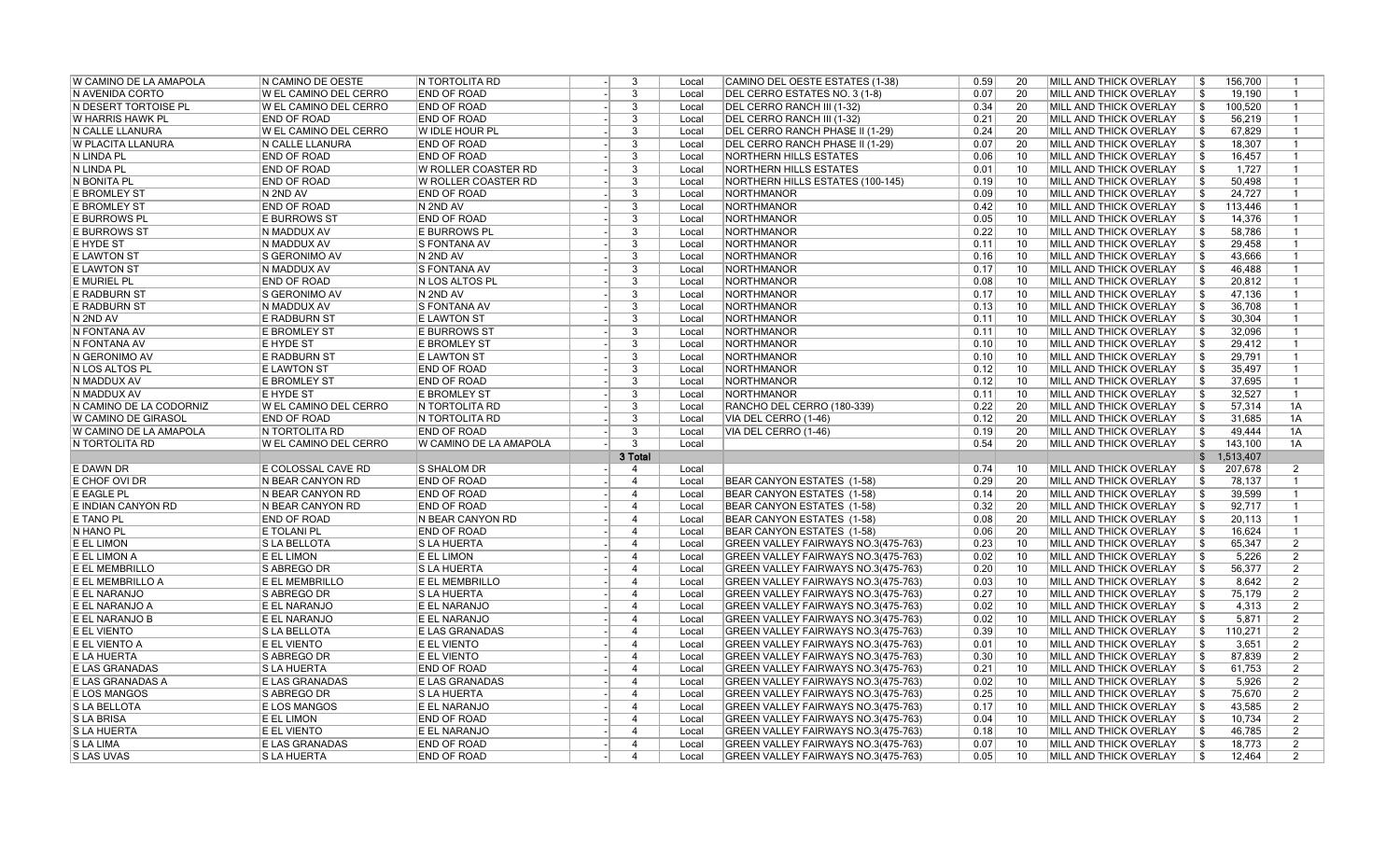| | | | | | | | | | | | |
|---|---|---|---|---|---|---|---|---|---|---|---|
| W CAMINO DE LA AMAPOLA | N CAMINO DE OESTE | N TORTOLITA RD | - | 3 | Local | CAMINO DEL OESTE ESTATES (1-38) | 0.59 | 20 | MILL AND THICK OVERLAY | $ 156,700 | 1 |
| N AVENIDA CORTO | W EL CAMINO DEL CERRO | END OF ROAD | - | 3 | Local | DEL CERRO ESTATES NO. 3 (1-8) | 0.07 | 20 | MILL AND THICK OVERLAY | $ 19,190 | 1 |
| N DESERT TORTOISE PL | W EL CAMINO DEL CERRO | END OF ROAD | - | 3 | Local | DEL CERRO RANCH III (1-32) | 0.34 | 20 | MILL AND THICK OVERLAY | $ 100,520 | 1 |
| W HARRIS HAWK PL | END OF ROAD | END OF ROAD | - | 3 | Local | DEL CERRO RANCH III (1-32) | 0.21 | 20 | MILL AND THICK OVERLAY | $ 56,219 | 1 |
| N CALLE LLANURA | W EL CAMINO DEL CERRO | W IDLE HOUR PL | - | 3 | Local | DEL CERRO RANCH PHASE II (1-29) | 0.24 | 20 | MILL AND THICK OVERLAY | $ 67,829 | 1 |
| W PLACITA LLANURA | N CALLE LLANURA | END OF ROAD | - | 3 | Local | DEL CERRO RANCH PHASE II (1-29) | 0.07 | 20 | MILL AND THICK OVERLAY | $ 18,307 | 1 |
| N LINDA PL | END OF ROAD | END OF ROAD | - | 3 | Local | NORTHERN HILLS ESTATES | 0.06 | 10 | MILL AND THICK OVERLAY | $ 16,457 | 1 |
| N LINDA PL | END OF ROAD | W ROLLER COASTER RD | - | 3 | Local | NORTHERN HILLS ESTATES | 0.01 | 10 | MILL AND THICK OVERLAY | $ 1,727 | 1 |
| N BONITA PL | END OF ROAD | W ROLLER COASTER RD | - | 3 | Local | NORTHERN HILLS ESTATES (100-145) | 0.19 | 10 | MILL AND THICK OVERLAY | $ 50,498 | 1 |
| E BROMLEY ST | N 2ND AV | END OF ROAD | - | 3 | Local | NORTHMANOR | 0.09 | 10 | MILL AND THICK OVERLAY | $ 24,727 | 1 |
| E BROMLEY ST | END OF ROAD | N 2ND AV | - | 3 | Local | NORTHMANOR | 0.42 | 10 | MILL AND THICK OVERLAY | $ 113,446 | 1 |
| E BURROWS PL | E BURROWS ST | END OF ROAD | - | 3 | Local | NORTHMANOR | 0.05 | 10 | MILL AND THICK OVERLAY | $ 14,376 | 1 |
| E BURROWS ST | N MADDUX AV | E BURROWS PL | - | 3 | Local | NORTHMANOR | 0.22 | 10 | MILL AND THICK OVERLAY | $ 58,786 | 1 |
| E HYDE ST | N MADDUX AV | S FONTANA AV | - | 3 | Local | NORTHMANOR | 0.11 | 10 | MILL AND THICK OVERLAY | $ 29,458 | 1 |
| E LAWTON ST | S GERONIMO AV | N 2ND AV | - | 3 | Local | NORTHMANOR | 0.16 | 10 | MILL AND THICK OVERLAY | $ 43,666 | 1 |
| E LAWTON ST | N MADDUX AV | S FONTANA AV | - | 3 | Local | NORTHMANOR | 0.17 | 10 | MILL AND THICK OVERLAY | $ 46,488 | 1 |
| E MURIEL PL | END OF ROAD | N LOS ALTOS PL | - | 3 | Local | NORTHMANOR | 0.08 | 10 | MILL AND THICK OVERLAY | $ 20,812 | 1 |
| E RADBURN ST | S GERONIMO AV | N 2ND AV | - | 3 | Local | NORTHMANOR | 0.17 | 10 | MILL AND THICK OVERLAY | $ 47,136 | 1 |
| E RADBURN ST | N MADDUX AV | S FONTANA AV | - | 3 | Local | NORTHMANOR | 0.13 | 10 | MILL AND THICK OVERLAY | $ 36,708 | 1 |
| N 2ND AV | E RADBURN ST | E LAWTON ST | - | 3 | Local | NORTHMANOR | 0.11 | 10 | MILL AND THICK OVERLAY | $ 30,304 | 1 |
| N FONTANA AV | E BROMLEY ST | E BURROWS ST | - | 3 | Local | NORTHMANOR | 0.11 | 10 | MILL AND THICK OVERLAY | $ 32,096 | 1 |
| N FONTANA AV | E HYDE ST | E BROMLEY ST | - | 3 | Local | NORTHMANOR | 0.10 | 10 | MILL AND THICK OVERLAY | $ 29,412 | 1 |
| N GERONIMO AV | E RADBURN ST | E LAWTON ST | - | 3 | Local | NORTHMANOR | 0.10 | 10 | MILL AND THICK OVERLAY | $ 29,791 | 1 |
| N LOS ALTOS PL | E LAWTON ST | END OF ROAD | - | 3 | Local | NORTHMANOR | 0.12 | 10 | MILL AND THICK OVERLAY | $ 35,497 | 1 |
| N MADDUX AV | E BROMLEY ST | END OF ROAD | - | 3 | Local | NORTHMANOR | 0.12 | 10 | MILL AND THICK OVERLAY | $ 37,695 | 1 |
| N MADDUX AV | E HYDE ST | E BROMLEY ST | - | 3 | Local | NORTHMANOR | 0.11 | 10 | MILL AND THICK OVERLAY | $ 32,527 | 1 |
| N CAMINO DE LA CODORNIZ | W EL CAMINO DEL CERRO | N TORTOLITA RD | - | 3 | Local | RANCHO DEL CERRO (180-339) | 0.22 | 20 | MILL AND THICK OVERLAY | $ 57,314 | 1A |
| W CAMINO DE GIRASOL | END OF ROAD | N TORTOLITA RD | - | 3 | Local | VIA DEL CERRO (1-46) | 0.12 | 20 | MILL AND THICK OVERLAY | $ 31,685 | 1A |
| W CAMINO DE LA AMAPOLA | N TORTOLITA RD | END OF ROAD | - | 3 | Local | VIA DEL CERRO (1-46) | 0.19 | 20 | MILL AND THICK OVERLAY | $ 49,444 | 1A |
| N TORTOLITA RD | W EL CAMINO DEL CERRO | W CAMINO DE LA AMAPOLA | - | 3 | Local | | 0.54 | 20 | MILL AND THICK OVERLAY | $ 143,100 | 1A |
| | | | | 3 Total | | | | | | $ 1,513,407 | |
| E DAWN DR | E COLOSSAL CAVE RD | S SHALOM DR | - | 4 | Local | | 0.74 | 10 | MILL AND THICK OVERLAY | $ 207,678 | 2 |
| E CHOF OVI DR | N BEAR CANYON RD | END OF ROAD | - | 4 | Local | BEAR CANYON ESTATES (1-58) | 0.29 | 20 | MILL AND THICK OVERLAY | $ 78,137 | 1 |
| E EAGLE PL | N BEAR CANYON RD | END OF ROAD | - | 4 | Local | BEAR CANYON ESTATES (1-58) | 0.14 | 20 | MILL AND THICK OVERLAY | $ 39,599 | 1 |
| E INDIAN CANYON RD | N BEAR CANYON RD | END OF ROAD | - | 4 | Local | BEAR CANYON ESTATES (1-58) | 0.32 | 20 | MILL AND THICK OVERLAY | $ 92,717 | 1 |
| E TANO PL | END OF ROAD | N BEAR CANYON RD | - | 4 | Local | BEAR CANYON ESTATES (1-58) | 0.08 | 20 | MILL AND THICK OVERLAY | $ 20,113 | 1 |
| N HANO PL | E TOLANI PL | END OF ROAD | - | 4 | Local | BEAR CANYON ESTATES (1-58) | 0.06 | 20 | MILL AND THICK OVERLAY | $ 16,624 | 1 |
| E EL LIMON | S LA BELLOTA | S LA HUERTA | - | 4 | Local | GREEN VALLEY FAIRWAYS NO.3(475-763) | 0.23 | 10 | MILL AND THICK OVERLAY | $ 65,347 | 2 |
| E EL LIMON A | E EL LIMON | E EL LIMON | - | 4 | Local | GREEN VALLEY FAIRWAYS NO.3(475-763) | 0.02 | 10 | MILL AND THICK OVERLAY | $ 5,226 | 2 |
| E EL MEMBRILLO | S ABREGO DR | S LA HUERTA | - | 4 | Local | GREEN VALLEY FAIRWAYS NO.3(475-763) | 0.20 | 10 | MILL AND THICK OVERLAY | $ 56,377 | 2 |
| E EL MEMBRILLO A | E EL MEMBRILLO | E EL MEMBRILLO | - | 4 | Local | GREEN VALLEY FAIRWAYS NO.3(475-763) | 0.03 | 10 | MILL AND THICK OVERLAY | $ 8,642 | 2 |
| E EL NARANJO | S ABREGO DR | S LA HUERTA | - | 4 | Local | GREEN VALLEY FAIRWAYS NO.3(475-763) | 0.27 | 10 | MILL AND THICK OVERLAY | $ 75,179 | 2 |
| E EL NARANJO A | E EL NARANJO | E EL NARANJO | - | 4 | Local | GREEN VALLEY FAIRWAYS NO.3(475-763) | 0.02 | 10 | MILL AND THICK OVERLAY | $ 4,313 | 2 |
| E EL NARANJO B | E EL NARANJO | E EL NARANJO | - | 4 | Local | GREEN VALLEY FAIRWAYS NO.3(475-763) | 0.02 | 10 | MILL AND THICK OVERLAY | $ 5,871 | 2 |
| E EL VIENTO | S LA BELLOTA | E LAS GRANADAS | - | 4 | Local | GREEN VALLEY FAIRWAYS NO.3(475-763) | 0.39 | 10 | MILL AND THICK OVERLAY | $ 110,271 | 2 |
| E EL VIENTO A | E EL VIENTO | E EL VIENTO | - | 4 | Local | GREEN VALLEY FAIRWAYS NO.3(475-763) | 0.01 | 10 | MILL AND THICK OVERLAY | $ 3,651 | 2 |
| E LA HUERTA | S ABREGO DR | E EL VIENTO | - | 4 | Local | GREEN VALLEY FAIRWAYS NO.3(475-763) | 0.30 | 10 | MILL AND THICK OVERLAY | $ 87,839 | 2 |
| E LAS GRANADAS | S LA HUERTA | END OF ROAD | - | 4 | Local | GREEN VALLEY FAIRWAYS NO.3(475-763) | 0.21 | 10 | MILL AND THICK OVERLAY | $ 61,753 | 2 |
| E LAS GRANADAS A | E LAS GRANADAS | E LAS GRANADAS | - | 4 | Local | GREEN VALLEY FAIRWAYS NO.3(475-763) | 0.02 | 10 | MILL AND THICK OVERLAY | $ 5,926 | 2 |
| E LOS MANGOS | S ABREGO DR | S LA HUERTA | - | 4 | Local | GREEN VALLEY FAIRWAYS NO.3(475-763) | 0.25 | 10 | MILL AND THICK OVERLAY | $ 75,670 | 2 |
| S LA BELLOTA | E LOS MANGOS | E EL NARANJO | - | 4 | Local | GREEN VALLEY FAIRWAYS NO.3(475-763) | 0.17 | 10 | MILL AND THICK OVERLAY | $ 43,585 | 2 |
| S LA BRISA | E EL LIMON | END OF ROAD | - | 4 | Local | GREEN VALLEY FAIRWAYS NO.3(475-763) | 0.04 | 10 | MILL AND THICK OVERLAY | $ 10,734 | 2 |
| S LA HUERTA | E EL VIENTO | E EL NARANJO | - | 4 | Local | GREEN VALLEY FAIRWAYS NO.3(475-763) | 0.18 | 10 | MILL AND THICK OVERLAY | $ 46,785 | 2 |
| S LA LIMA | E LAS GRANADAS | END OF ROAD | - | 4 | Local | GREEN VALLEY FAIRWAYS NO.3(475-763) | 0.07 | 10 | MILL AND THICK OVERLAY | $ 18,773 | 2 |
| S LAS UVAS | S LA HUERTA | END OF ROAD | - | 4 | Local | GREEN VALLEY FAIRWAYS NO.3(475-763) | 0.05 | 10 | MILL AND THICK OVERLAY | $ 12,464 | 2 |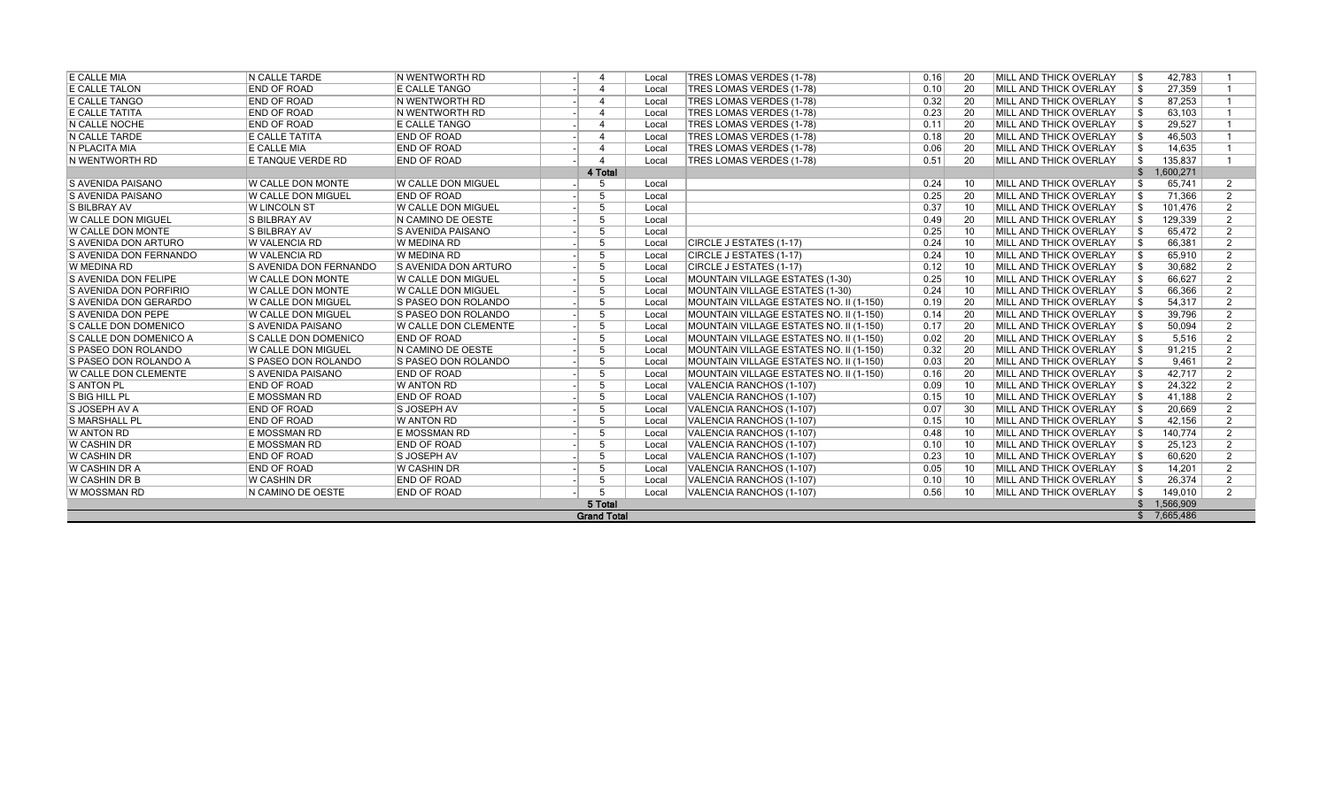| | | | | | | | | | | | | |
|---|---|---|---|---|---|---|---|---|---|---|---|---|
| E CALLE MIA | N CALLE TARDE | N WENTWORTH RD | - | 4 | Local | TRES LOMAS VERDES (1-78) | 0.16 | 20 | MILL AND THICK OVERLAY | $ | 42,783 | 1 |
| E CALLE TALON | END OF ROAD | E CALLE TANGO | - | 4 | Local | TRES LOMAS VERDES (1-78) | 0.10 | 20 | MILL AND THICK OVERLAY | $ | 27,359 | 1 |
| E CALLE TANGO | END OF ROAD | N WENTWORTH RD | - | 4 | Local | TRES LOMAS VERDES (1-78) | 0.32 | 20 | MILL AND THICK OVERLAY | $ | 87,253 | 1 |
| E CALLE TATITA | END OF ROAD | N WENTWORTH RD | - | 4 | Local | TRES LOMAS VERDES (1-78) | 0.23 | 20 | MILL AND THICK OVERLAY | $ | 63,103 | 1 |
| N CALLE NOCHE | END OF ROAD | E CALLE TANGO | - | 4 | Local | TRES LOMAS VERDES (1-78) | 0.11 | 20 | MILL AND THICK OVERLAY | $ | 29,527 | 1 |
| N CALLE TARDE | E CALLE TATITA | END OF ROAD | - | 4 | Local | TRES LOMAS VERDES (1-78) | 0.18 | 20 | MILL AND THICK OVERLAY | $ | 46,503 | 1 |
| N PLACITA MIA | E CALLE MIA | END OF ROAD | - | 4 | Local | TRES LOMAS VERDES (1-78) | 0.06 | 20 | MILL AND THICK OVERLAY | $ | 14,635 | 1 |
| N WENTWORTH RD | E TANQUE VERDE RD | END OF ROAD | - | 4 | Local | TRES LOMAS VERDES (1-78) | 0.51 | 20 | MILL AND THICK OVERLAY | $ | 135,837 | 1 |
| | | | | **4 Total** | | | | | | $ | 1,600,271 | |
| S AVENIDA PAISANO | W CALLE DON MONTE | W CALLE DON MIGUEL | - | 5 | Local | | 0.24 | 10 | MILL AND THICK OVERLAY | $ | 65,741 | 2 |
| S AVENIDA PAISANO | W CALLE DON MIGUEL | END OF ROAD | - | 5 | Local | | 0.25 | 20 | MILL AND THICK OVERLAY | $ | 71,366 | 2 |
| S BILBRAY AV | W LINCOLN ST | W CALLE DON MIGUEL | - | 5 | Local | | 0.37 | 10 | MILL AND THICK OVERLAY | $ | 101,476 | 2 |
| W CALLE DON MIGUEL | S BILBRAY AV | N CAMINO DE OESTE | - | 5 | Local | | 0.49 | 20 | MILL AND THICK OVERLAY | $ | 129,339 | 2 |
| W CALLE DON MONTE | S BILBRAY AV | S AVENIDA PAISANO | - | 5 | Local | | 0.25 | 10 | MILL AND THICK OVERLAY | $ | 65,472 | 2 |
| S AVENIDA DON ARTURO | W VALENCIA RD | W MEDINA RD | - | 5 | Local | CIRCLE J ESTATES (1-17) | 0.24 | 10 | MILL AND THICK OVERLAY | $ | 66,381 | 2 |
| S AVENIDA DON FERNANDO | W VALENCIA RD | W MEDINA RD | - | 5 | Local | CIRCLE J ESTATES (1-17) | 0.24 | 10 | MILL AND THICK OVERLAY | $ | 65,910 | 2 |
| W MEDINA RD | S AVENIDA DON FERNANDO | S AVENIDA DON ARTURO | - | 5 | Local | CIRCLE J ESTATES (1-17) | 0.12 | 10 | MILL AND THICK OVERLAY | $ | 30,682 | 2 |
| S AVENIDA DON FELIPE | W CALLE DON MONTE | W CALLE DON MIGUEL | - | 5 | Local | MOUNTAIN VILLAGE ESTATES (1-30) | 0.25 | 10 | MILL AND THICK OVERLAY | $ | 66,627 | 2 |
| S AVENIDA DON PORFIRIO | W CALLE DON MONTE | W CALLE DON MIGUEL | - | 5 | Local | MOUNTAIN VILLAGE ESTATES (1-30) | 0.24 | 10 | MILL AND THICK OVERLAY | $ | 66,366 | 2 |
| S AVENIDA DON GERARDO | W CALLE DON MIGUEL | S PASEO DON ROLANDO | - | 5 | Local | MOUNTAIN VILLAGE ESTATES NO. II (1-150) | 0.19 | 20 | MILL AND THICK OVERLAY | $ | 54,317 | 2 |
| S AVENIDA DON PEPE | W CALLE DON MIGUEL | S PASEO DON ROLANDO | - | 5 | Local | MOUNTAIN VILLAGE ESTATES NO. II (1-150) | 0.14 | 20 | MILL AND THICK OVERLAY | $ | 39,796 | 2 |
| S CALLE DON DOMENICO | S AVENIDA PAISANO | W CALLE DON CLEMENTE | - | 5 | Local | MOUNTAIN VILLAGE ESTATES NO. II (1-150) | 0.17 | 20 | MILL AND THICK OVERLAY | $ | 50,094 | 2 |
| S CALLE DON DOMENICO A | S CALLE DON DOMENICO | END OF ROAD | - | 5 | Local | MOUNTAIN VILLAGE ESTATES NO. II (1-150) | 0.02 | 20 | MILL AND THICK OVERLAY | $ | 5,516 | 2 |
| S PASEO DON ROLANDO | W CALLE DON MIGUEL | N CAMINO DE OESTE | - | 5 | Local | MOUNTAIN VILLAGE ESTATES NO. II (1-150) | 0.32 | 20 | MILL AND THICK OVERLAY | $ | 91,215 | 2 |
| S PASEO DON ROLANDO A | S PASEO DON ROLANDO | S PASEO DON ROLANDO | - | 5 | Local | MOUNTAIN VILLAGE ESTATES NO. II (1-150) | 0.03 | 20 | MILL AND THICK OVERLAY | $ | 9,461 | 2 |
| W CALLE DON CLEMENTE | S AVENIDA PAISANO | END OF ROAD | - | 5 | Local | MOUNTAIN VILLAGE ESTATES NO. II (1-150) | 0.16 | 20 | MILL AND THICK OVERLAY | $ | 42,717 | 2 |
| S ANTON PL | END OF ROAD | W ANTON RD | - | 5 | Local | VALENCIA RANCHOS (1-107) | 0.09 | 10 | MILL AND THICK OVERLAY | $ | 24,322 | 2 |
| S BIG HILL PL | E MOSSMAN RD | END OF ROAD | - | 5 | Local | VALENCIA RANCHOS (1-107) | 0.15 | 10 | MILL AND THICK OVERLAY | $ | 41,188 | 2 |
| S JOSEPH AV A | END OF ROAD | S JOSEPH AV | - | 5 | Local | VALENCIA RANCHOS (1-107) | 0.07 | 30 | MILL AND THICK OVERLAY | $ | 20,669 | 2 |
| S MARSHALL PL | END OF ROAD | W ANTON RD | - | 5 | Local | VALENCIA RANCHOS (1-107) | 0.15 | 10 | MILL AND THICK OVERLAY | $ | 42,156 | 2 |
| W ANTON RD | E MOSSMAN RD | E MOSSMAN RD | - | 5 | Local | VALENCIA RANCHOS (1-107) | 0.48 | 10 | MILL AND THICK OVERLAY | $ | 140,774 | 2 |
| W CASHIN DR | E MOSSMAN RD | END OF ROAD | - | 5 | Local | VALENCIA RANCHOS (1-107) | 0.10 | 10 | MILL AND THICK OVERLAY | $ | 25,123 | 2 |
| W CASHIN DR | END OF ROAD | S JOSEPH AV | - | 5 | Local | VALENCIA RANCHOS (1-107) | 0.23 | 10 | MILL AND THICK OVERLAY | $ | 60,620 | 2 |
| W CASHIN DR A | END OF ROAD | W CASHIN DR | - | 5 | Local | VALENCIA RANCHOS (1-107) | 0.05 | 10 | MILL AND THICK OVERLAY | $ | 14,201 | 2 |
| W CASHIN DR B | W CASHIN DR | END OF ROAD | - | 5 | Local | VALENCIA RANCHOS (1-107) | 0.10 | 10 | MILL AND THICK OVERLAY | $ | 26,374 | 2 |
| W MOSSMAN RD | N CAMINO DE OESTE | END OF ROAD | - | 5 | Local | VALENCIA RANCHOS (1-107) | 0.56 | 10 | MILL AND THICK OVERLAY | $ | 149,010 | 2 |
| | | | | **5 Total** | | | | | | $ | 1,566,909 | |
| | | | | **Grand Total** | | | | | | $ | 7,665,486 | |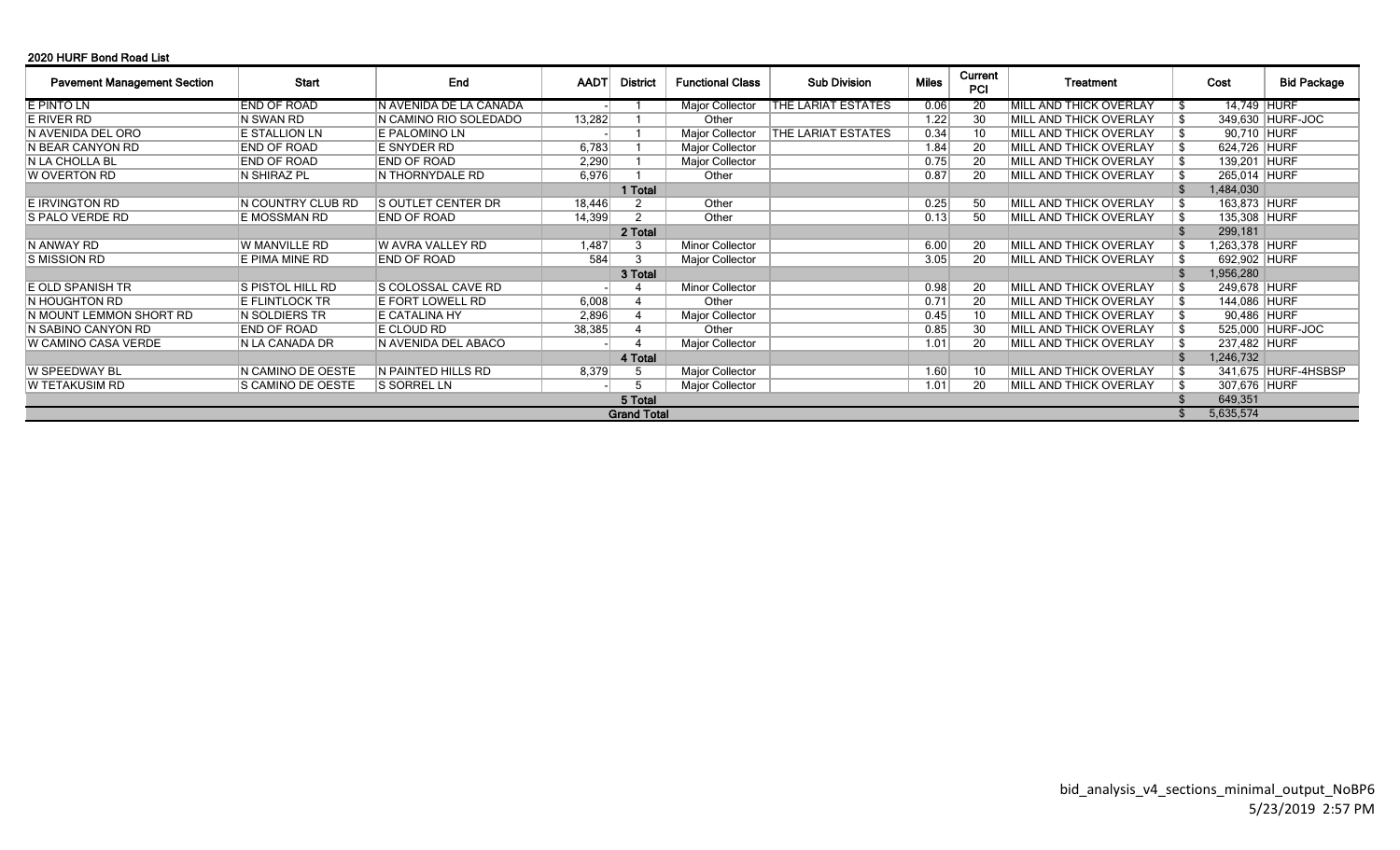**2020 HURF Bond Road List**

| Pavement Management Section | Start | End | AADT | District | Functional Class | Sub Division | Miles | Current PCI | Treatment | Cost | Bid Package |
|---|---|---|---|---|---|---|---|---|---|---|---|
| E PINTO LN | END OF ROAD | N AVENIDA DE LA CANADA | - | 1 | Major Collector | THE LARIAT ESTATES | 0.06 | 20 | MILL AND THICK OVERLAY | $ 14,749 | HURF |
| E RIVER RD | N SWAN RD | N CAMINO RIO SOLEDADO | 13,282 | 1 | Other | | 1.22 | 30 | MILL AND THICK OVERLAY | $ 349,630 | HURF-JOC |
| N AVENIDA DEL ORO | E STALLION LN | E PALOMINO LN | - | 1 | Major Collector | THE LARIAT ESTATES | 0.34 | 10 | MILL AND THICK OVERLAY | $ 90,710 | HURF |
| N BEAR CANYON RD | END OF ROAD | E SNYDER RD | 6,783 | 1 | Major Collector | | 1.84 | 20 | MILL AND THICK OVERLAY | $ 624,726 | HURF |
| N LA CHOLLA BL | END OF ROAD | END OF ROAD | 2,290 | 1 | Major Collector | | 0.75 | 20 | MILL AND THICK OVERLAY | $ 139,201 | HURF |
| W OVERTON RD | N SHIRAZ PL | N THORNYDALE RD | 6,976 | 1 | Other | | 0.87 | 20 | MILL AND THICK OVERLAY | $ 265,014 | HURF |
| | | | | 1 Total | | | | | | $ 1,484,030 | |
| E IRVINGTON RD | N COUNTRY CLUB RD | S OUTLET CENTER DR | 18,446 | 2 | Other | | 0.25 | 50 | MILL AND THICK OVERLAY | $ 163,873 | HURF |
| S PALO VERDE RD | E MOSSMAN RD | END OF ROAD | 14,399 | 2 | Other | | 0.13 | 50 | MILL AND THICK OVERLAY | $ 135,308 | HURF |
| | | | | 2 Total | | | | | | $ 299,181 | |
| N ANWAY RD | W MANVILLE RD | W AVRA VALLEY RD | 1,487 | 3 | Minor Collector | | 6.00 | 20 | MILL AND THICK OVERLAY | $ 1,263,378 | HURF |
| S MISSION RD | E PIMA MINE RD | END OF ROAD | 584 | 3 | Major Collector | | 3.05 | 20 | MILL AND THICK OVERLAY | $ 692,902 | HURF |
| | | | | 3 Total | | | | | | $ 1,956,280 | |
| E OLD SPANISH TR | S PISTOL HILL RD | S COLOSSAL CAVE RD | - | 4 | Minor Collector | | 0.98 | 20 | MILL AND THICK OVERLAY | $ 249,678 | HURF |
| N HOUGHTON RD | E FLINTLOCK TR | E FORT LOWELL RD | 6,008 | 4 | Other | | 0.71 | 20 | MILL AND THICK OVERLAY | $ 144,086 | HURF |
| N MOUNT LEMMON SHORT RD | N SOLDIERS TR | E CATALINA HY | 2,896 | 4 | Major Collector | | 0.45 | 10 | MILL AND THICK OVERLAY | $ 90,486 | HURF |
| N SABINO CANYON RD | END OF ROAD | E CLOUD RD | 38,385 | 4 | Other | | 0.85 | 30 | MILL AND THICK OVERLAY | $ 525,000 | HURF-JOC |
| W CAMINO CASA VERDE | N LA CANADA DR | N AVENIDA DEL ABACO | - | 4 | Major Collector | | 1.01 | 20 | MILL AND THICK OVERLAY | $ 237,482 | HURF |
| | | | | 4 Total | | | | | | $ 1,246,732 | |
| W SPEEDWAY BL | N CAMINO DE OESTE | N PAINTED HILLS RD | 8,379 | 5 | Major Collector | | 1.60 | 10 | MILL AND THICK OVERLAY | $ 341,675 | HURF-4HSBSP |
| W TETAKUSIM RD | S CAMINO DE OESTE | S SORREL LN | - | 5 | Major Collector | | 1.01 | 20 | MILL AND THICK OVERLAY | $ 307,676 | HURF |
| | | | | 5 Total | | | | | | $ 649,351 | |
| | | | | Grand Total | | | | | | $ 5,635,574 | |

bid_analysis_v4_sections_minimal_output_NoBP6
5/23/2019 2:57 PM